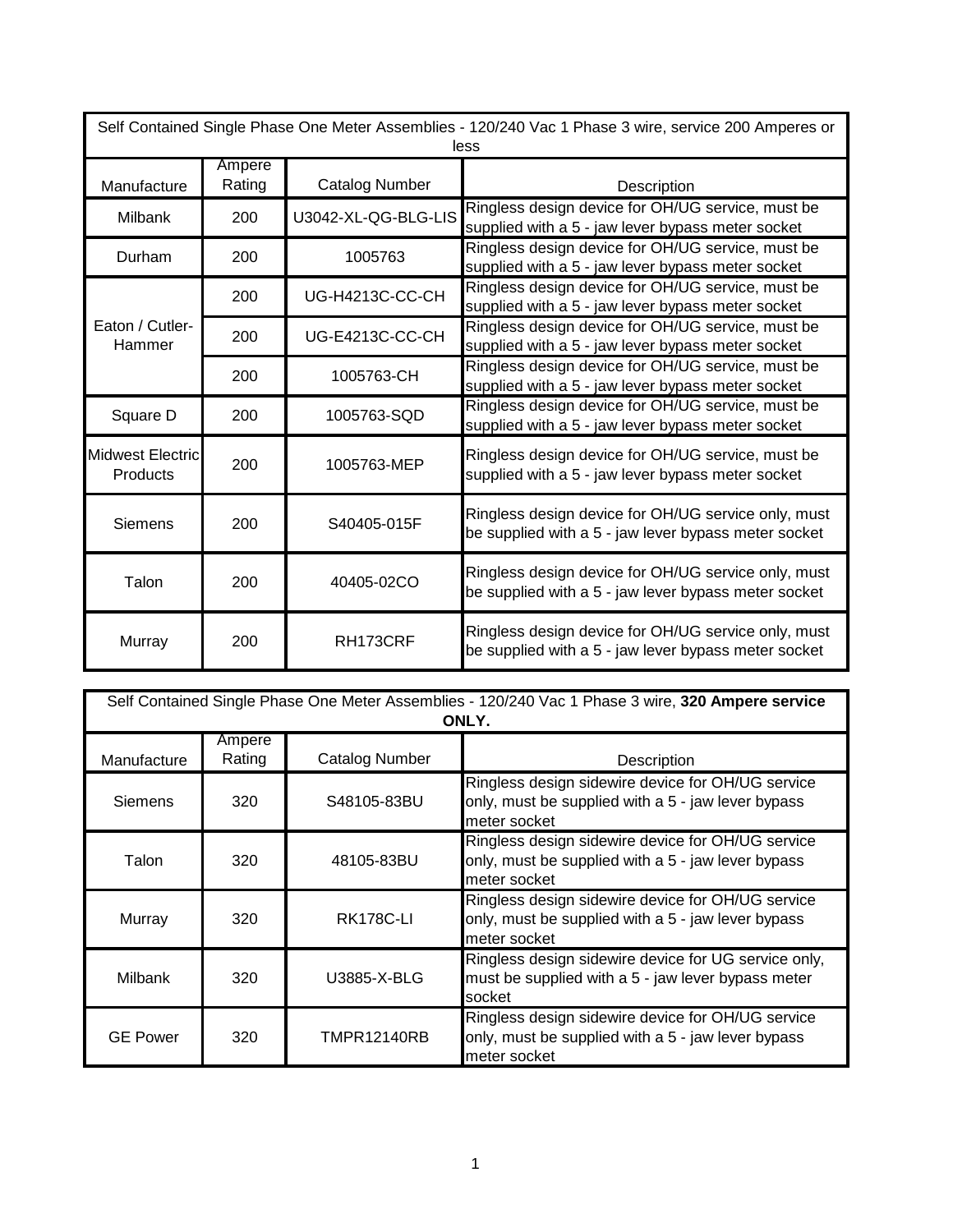| Self Contained Single Phase One Meter Assemblies - 120/240 Vac 1 Phase 3 wire, service 200 Amperes or less | | | |
|---|---|---|---|
| Manufacture | Ampere Rating | Catalog Number | Description |
| Milbank | 200 | U3042-XL-QG-BLG-LIS | Ringless design device for OH/UG service, must be supplied with a 5 - jaw lever bypass meter socket |
| Durham | 200 | 1005763 | Ringless design device for OH/UG service, must be supplied with a 5 - jaw lever bypass meter socket |
| Eaton / Cutler-Hammer | 200 | UG-H4213C-CC-CH | Ringless design device for OH/UG service, must be supplied with a 5 - jaw lever bypass meter socket |
| | 200 | UG-E4213C-CC-CH | Ringless design device for OH/UG service, must be supplied with a 5 - jaw lever bypass meter socket |
| | 200 | 1005763-CH | Ringless design device for OH/UG service, must be supplied with a 5 - jaw lever bypass meter socket |
| Square D | 200 | 1005763-SQD | Ringless design device for OH/UG service, must be supplied with a 5 - jaw lever bypass meter socket |
| Midwest Electric Products | 200 | 1005763-MEP | Ringless design device for OH/UG service, must be supplied with a 5 - jaw lever bypass meter socket |
| Siemens | 200 | S40405-015F | Ringless design device for OH/UG service only, must be supplied with a 5 - jaw lever bypass meter socket |
| Talon | 200 | 40405-02CO | Ringless design device for OH/UG service only, must be supplied with a 5 - jaw lever bypass meter socket |
| Murray | 200 | RH173CRF | Ringless design device for OH/UG service only, must be supplied with a 5 - jaw lever bypass meter socket |

| Self Contained Single Phase One Meter Assemblies - 120/240 Vac 1 Phase 3 wire, **320 Ampere service ONLY.** | | | |
|---|---|---|---|
| Manufacture | Ampere Rating | Catalog Number | Description |
| Siemens | 320 | S48105-83BU | Ringless design sidewire device for OH/UG service only, must be supplied with a 5 - jaw lever bypass meter socket |
| Talon | 320 | 48105-83BU | Ringless design sidewire device for OH/UG service only, must be supplied with a 5 - jaw lever bypass meter socket |
| Murray | 320 | RK178C-LI | Ringless design sidewire device for OH/UG service only, must be supplied with a 5 - jaw lever bypass meter socket |
| Milbank | 320 | U3885-X-BLG | Ringless design sidewire device for UG service only, must be supplied with a 5 - jaw lever bypass meter socket |
| GE Power | 320 | TMPR12140RB | Ringless design sidewire device for OH/UG service only, must be supplied with a 5 - jaw lever bypass meter socket |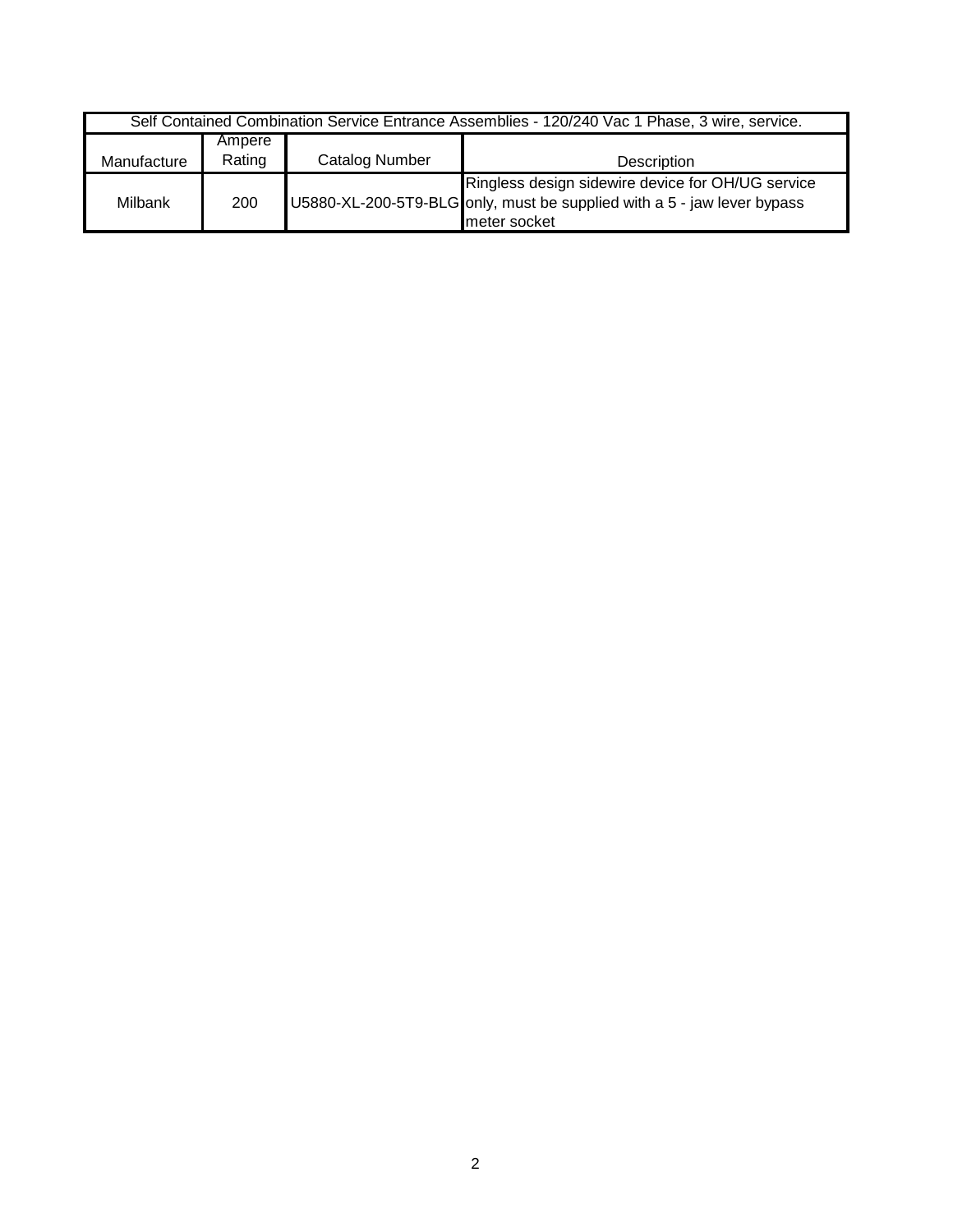| Self Contained Combination Service Entrance Assemblies - 120/240 Vac 1 Phase, 3 wire, service. | | | |
| --- | --- | --- | --- |
| Manufacture | Ampere Rating | Catalog Number | Description |
| Milbank | 200 | U5880-XL-200-5T9-BLG | Ringless design sidewire device for OH/UG service only, must be supplied with a 5 - jaw lever bypass meter socket |